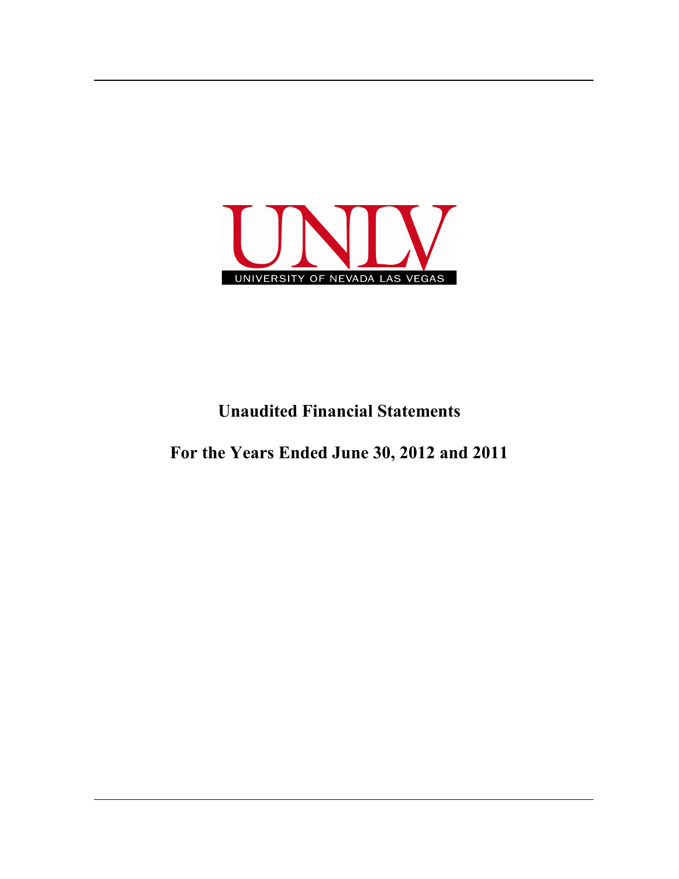UNLV

UNIVERSITY OF NEVADA LAS VEGAS

# Unaudited Financial Statements

# For the Years Ended June 30, 2012 and 2011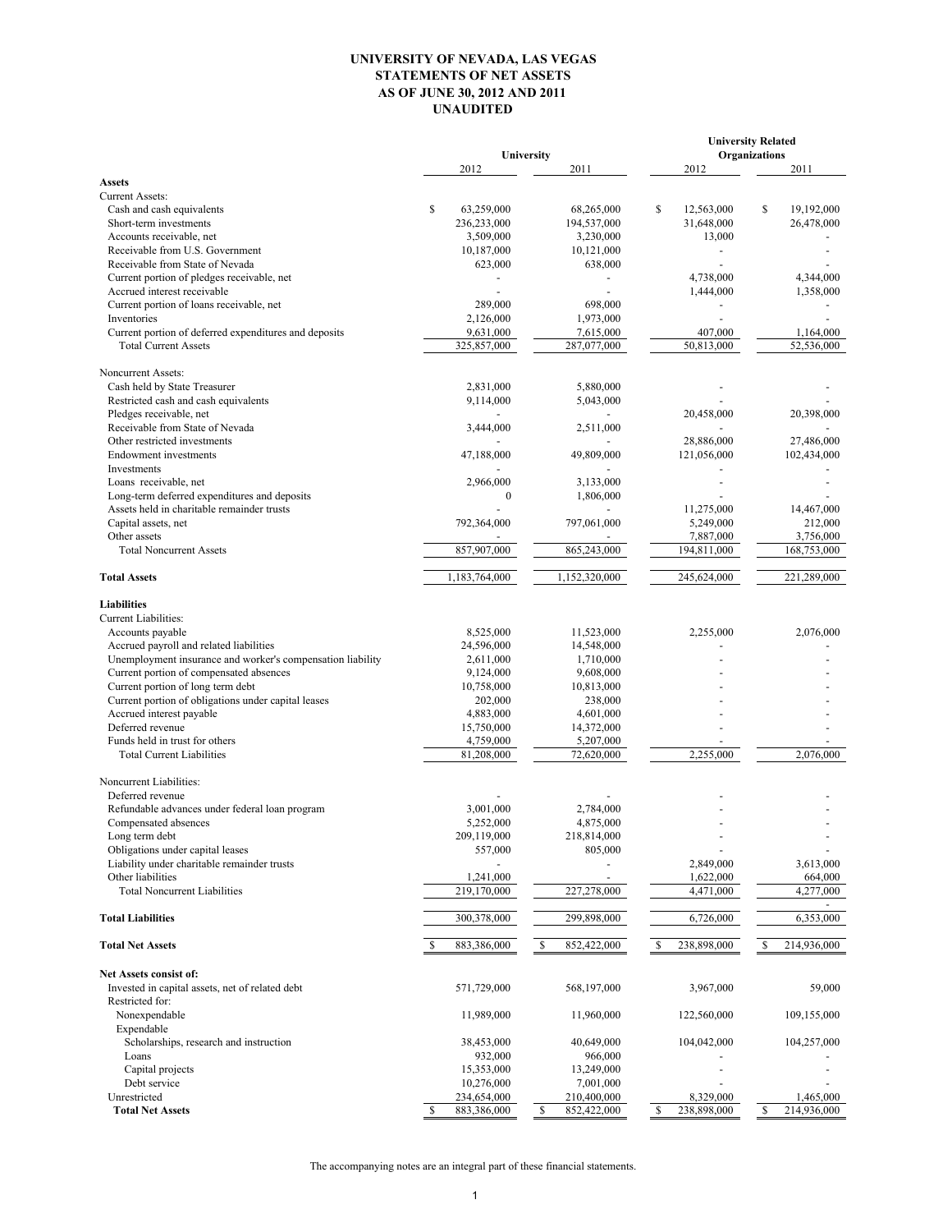# UNIVERSITY OF NEVADA, LAS VEGAS
## STATEMENTS OF NET ASSETS
## AS OF JUNE 30, 2012 AND 2011
## UNAUDITED

| | University | | University Related Organizations | |
|---|---|---|---|---|
| | 2012 | 2011 | 2012 | 2011 |
| **Assets** | | | | |
| Current Assets: | | | | |
| Cash and cash equivalents | $ 63,259,000 | 68,265,000 | $ 12,563,000 | $ 19,192,000 |
| Short-term investments | 236,233,000 | 194,537,000 | 31,648,000 | 26,478,000 |
| Accounts receivable, net | 3,509,000 | 3,230,000 | 13,000 | - |
| Receivable from U.S. Government | 10,187,000 | 10,121,000 | - | - |
| Receivable from State of Nevada | 623,000 | 638,000 | - | - |
| Current portion of pledges receivable, net | - | - | 4,738,000 | 4,344,000 |
| Accrued interest receivable | - | - | 1,444,000 | 1,358,000 |
| Current portion of loans receivable, net | 289,000 | 698,000 | - | - |
| Inventories | 2,126,000 | 1,973,000 | - | - |
| Current portion of deferred expenditures and deposits | 9,631,000 | 7,615,000 | 407,000 | 1,164,000 |
| Total Current Assets | 325,857,000 | 287,077,000 | 50,813,000 | 52,536,000 |
| Noncurrent Assets: | | | | |
| Cash held by State Treasurer | 2,831,000 | 5,880,000 | - | - |
| Restricted cash and cash equivalents | 9,114,000 | 5,043,000 | - | - |
| Pledges receivable, net | - | - | 20,458,000 | 20,398,000 |
| Receivable from State of Nevada | 3,444,000 | 2,511,000 | - | - |
| Other restricted investments | - | - | 28,886,000 | 27,486,000 |
| Endowment investments | 47,188,000 | 49,809,000 | 121,056,000 | 102,434,000 |
| Investments | - | - | - | - |
| Loans receivable, net | 2,966,000 | 3,133,000 | - | - |
| Long-term deferred expenditures and deposits | 0 | 1,806,000 | - | - |
| Assets held in charitable remainder trusts | - | - | 11,275,000 | 14,467,000 |
| Capital assets, net | 792,364,000 | 797,061,000 | 5,249,000 | 212,000 |
| Other assets | - | - | 7,887,000 | 3,756,000 |
| Total Noncurrent Assets | 857,907,000 | 865,243,000 | 194,811,000 | 168,753,000 |
| **Total Assets** | 1,183,764,000 | 1,152,320,000 | 245,624,000 | 221,289,000 |
| **Liabilities** | | | | |
| Current Liabilities: | | | | |
| Accounts payable | 8,525,000 | 11,523,000 | 2,255,000 | 2,076,000 |
| Accrued payroll and related liabilities | 24,596,000 | 14,548,000 | - | - |
| Unemployment insurance and worker's compensation liability | 2,611,000 | 1,710,000 | - | - |
| Current portion of compensated absences | 9,124,000 | 9,608,000 | - | - |
| Current portion of long term debt | 10,758,000 | 10,813,000 | - | - |
| Current portion of obligations under capital leases | 202,000 | 238,000 | - | - |
| Accrued interest payable | 4,883,000 | 4,601,000 | - | - |
| Deferred revenue | 15,750,000 | 14,372,000 | - | - |
| Funds held in trust for others | 4,759,000 | 5,207,000 | - | - |
| Total Current Liabilities | 81,208,000 | 72,620,000 | 2,255,000 | 2,076,000 |
| Noncurrent Liabilities: | | | | |
| Deferred revenue | - | - | - | - |
| Refundable advances under federal loan program | 3,001,000 | 2,784,000 | - | - |
| Compensated absences | 5,252,000 | 4,875,000 | - | - |
| Long term debt | 209,119,000 | 218,814,000 | - | - |
| Obligations under capital leases | 557,000 | 805,000 | - | - |
| Liability under charitable remainder trusts | - | - | 2,849,000 | 3,613,000 |
| Other liabilities | 1,241,000 | - | 1,622,000 | 664,000 |
| Total Noncurrent Liabilities | 219,170,000 | 227,278,000 | 4,471,000 | 4,277,000 |
| **Total Liabilities** | 300,378,000 | 299,898,000 | 6,726,000 | 6,353,000 |
| **Total Net Assets** | $ 883,386,000 | $ 852,422,000 | $ 238,898,000 | $ 214,936,000 |
| **Net Assets consist of:** | | | | |
| Invested in capital assets, net of related debt | 571,729,000 | 568,197,000 | 3,967,000 | 59,000 |
| Restricted for: | | | | |
| Nonexpendable | 11,989,000 | 11,960,000 | 122,560,000 | 109,155,000 |
| Expendable | | | | |
| Scholarships, research and instruction | 38,453,000 | 40,649,000 | 104,042,000 | 104,257,000 |
| Loans | 932,000 | 966,000 | - | - |
| Capital projects | 15,353,000 | 13,249,000 | - | - |
| Debt service | 10,276,000 | 7,001,000 | - | - |
| Unrestricted | 234,654,000 | 210,400,000 | 8,329,000 | 1,465,000 |
| **Total Net Assets** | $ 883,386,000 | $ 852,422,000 | $ 238,898,000 | $ 214,936,000 |

The accompanying notes are an integral part of these financial statements.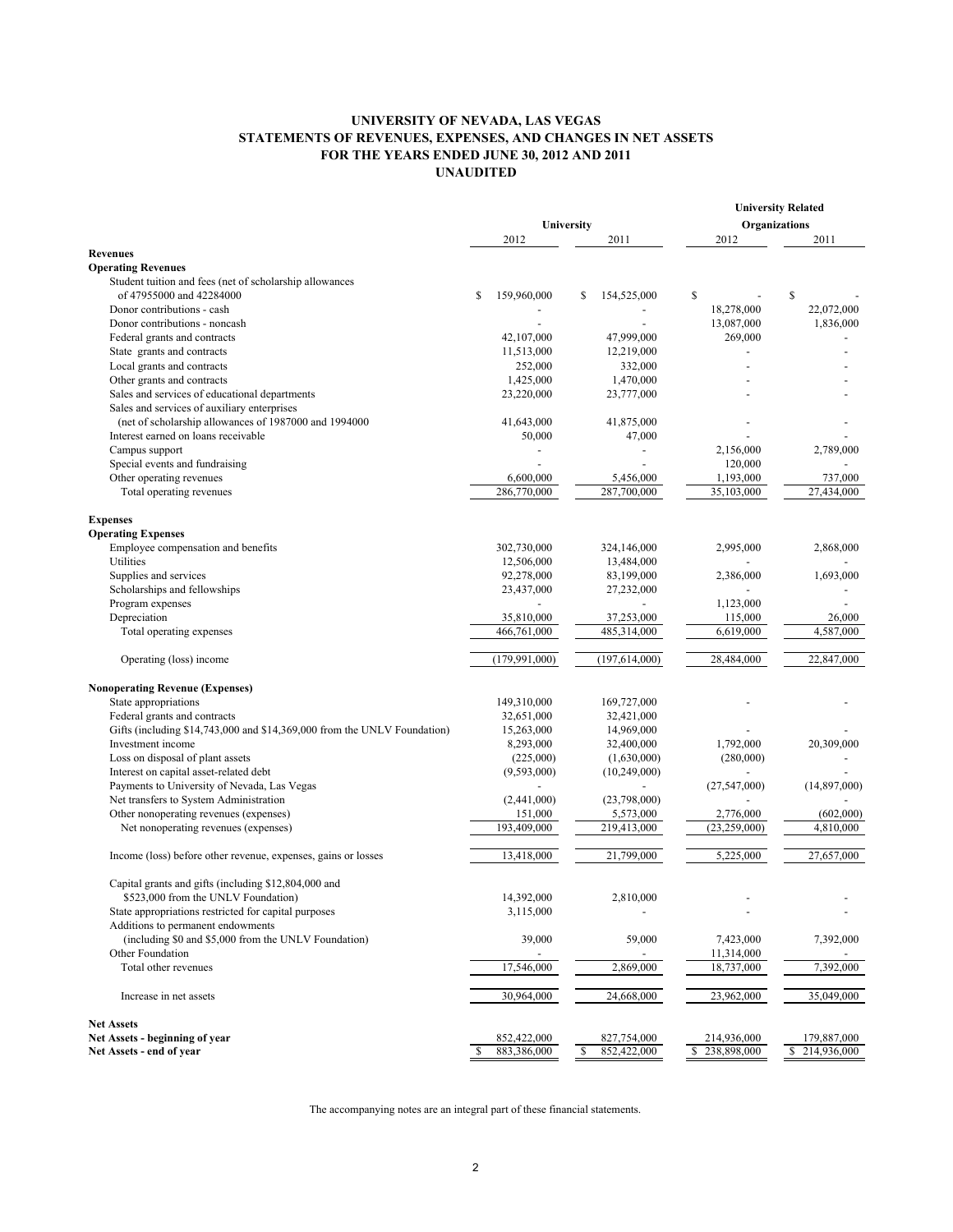# UNIVERSITY OF NEVADA, LAS VEGAS
## STATEMENTS OF REVENUES, EXPENSES, AND CHANGES IN NET ASSETS
### FOR THE YEARS ENDED JUNE 30, 2012 AND 2011
### UNAUDITED

| | University | | University Related Organizations | |
|---|---|---|---|---|
| | 2012 | 2011 | 2012 | 2011 |
| **Revenues** | | | | |
| **Operating Revenues** | | | | |
| Student tuition and fees (net of scholarship allowances of 47955000 and 42284000 | $ 159,960,000 | $ 154,525,000 | $ - | $ - |
| Donor contributions - cash | - | - | 18,278,000 | 22,072,000 |
| Donor contributions - noncash | - | - | 13,087,000 | 1,836,000 |
| Federal grants and contracts | 42,107,000 | 47,999,000 | 269,000 | - |
| State grants and contracts | 11,513,000 | 12,219,000 | - | - |
| Local grants and contracts | 252,000 | 332,000 | - | - |
| Other grants and contracts | 1,425,000 | 1,470,000 | - | - |
| Sales and services of educational departments | 23,220,000 | 23,777,000 | - | - |
| Sales and services of auxiliary enterprises (net of scholarship allowances of 1987000 and 1994000 | 41,643,000 | 41,875,000 | - | - |
| Interest earned on loans receivable | 50,000 | 47,000 | - | - |
| Campus support | - | - | 2,156,000 | 2,789,000 |
| Special events and fundraising | - | - | 120,000 | - |
| Other operating revenues | 6,600,000 | 5,456,000 | 1,193,000 | 737,000 |
| Total operating revenues | 286,770,000 | 287,700,000 | 35,103,000 | 27,434,000 |
| **Expenses** | | | | |
| **Operating Expenses** | | | | |
| Employee compensation and benefits | 302,730,000 | 324,146,000 | 2,995,000 | 2,868,000 |
| Utilities | 12,506,000 | 13,484,000 | - | - |
| Supplies and services | 92,278,000 | 83,199,000 | 2,386,000 | 1,693,000 |
| Scholarships and fellowships | 23,437,000 | 27,232,000 | - | - |
| Program expenses | - | - | 1,123,000 | - |
| Depreciation | 35,810,000 | 37,253,000 | 115,000 | 26,000 |
| Total operating expenses | 466,761,000 | 485,314,000 | 6,619,000 | 4,587,000 |
| Operating (loss) income | (179,991,000) | (197,614,000) | 28,484,000 | 22,847,000 |
| **Nonoperating Revenue (Expenses)** | | | | |
| State appropriations | 149,310,000 | 169,727,000 | - | - |
| Federal grants and contracts | 32,651,000 | 32,421,000 | | |
| Gifts (including $14,743,000 and $14,369,000 from the UNLV Foundation) | 15,263,000 | 14,969,000 | - | - |
| Investment income | 8,293,000 | 32,400,000 | 1,792,000 | 20,309,000 |
| Loss on disposal of plant assets | (225,000) | (1,630,000) | (280,000) | - |
| Interest on capital asset-related debt | (9,593,000) | (10,249,000) | - | - |
| Payments to University of Nevada, Las Vegas | - | - | (27,547,000) | (14,897,000) |
| Net transfers to System Administration | (2,441,000) | (23,798,000) | - | - |
| Other nonoperating revenues (expenses) | 151,000 | 5,573,000 | 2,776,000 | (602,000) |
| Net nonoperating revenues (expenses) | 193,409,000 | 219,413,000 | (23,259,000) | 4,810,000 |
| Income (loss) before other revenue, expenses, gains or losses | 13,418,000 | 21,799,000 | 5,225,000 | 27,657,000 |
| Capital grants and gifts (including $12,804,000 and $523,000 from the UNLV Foundation) | 14,392,000 | 2,810,000 | - | - |
| State appropriations restricted for capital purposes | 3,115,000 | - | - | - |
| Additions to permanent endowments (including $0 and $5,000 from the UNLV Foundation) | 39,000 | 59,000 | 7,423,000 | 7,392,000 |
| Other Foundation | - | - | 11,314,000 | - |
| Total other revenues | 17,546,000 | 2,869,000 | 18,737,000 | 7,392,000 |
| Increase in net assets | 30,964,000 | 24,668,000 | 23,962,000 | 35,049,000 |
| **Net Assets** | | | | |
| **Net Assets - beginning of year** | 852,422,000 | 827,754,000 | 214,936,000 | 179,887,000 |
| **Net Assets - end of year** | $ 883,386,000 | $ 852,422,000 | $ 238,898,000 | $ 214,936,000 |

The accompanying notes are an integral part of these financial statements.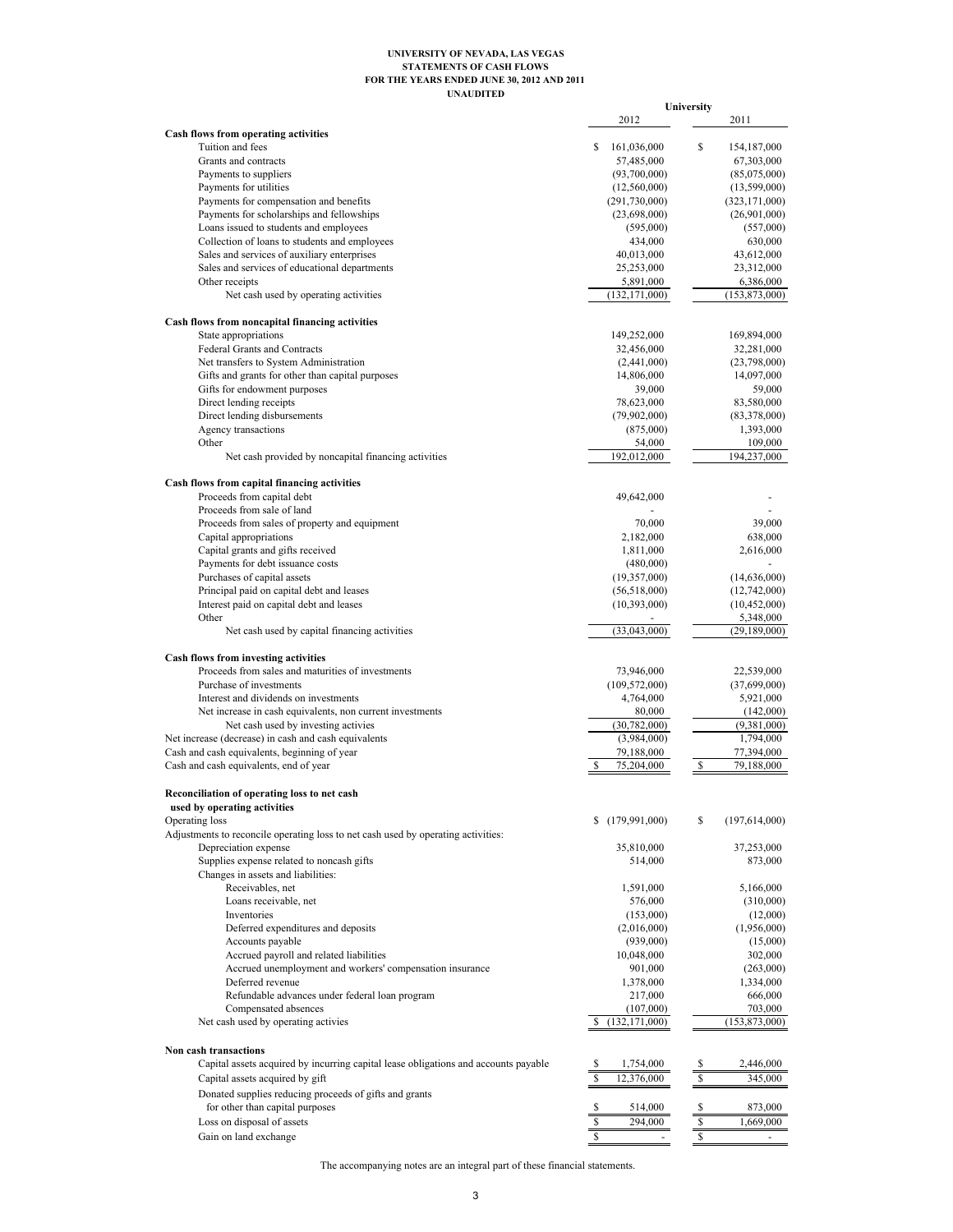**UNIVERSITY OF NEVADA, LAS VEGAS**
**STATEMENTS OF CASH FLOWS**
**FOR THE YEARS ENDED JUNE 30, 2012 AND 2011**
**UNAUDITED**

| | University | |
|---|---|---|
| | 2012 | 2011 |
| **Cash flows from operating activities** | | |
| Tuition and fees | $ 161,036,000 | $ 154,187,000 |
| Grants and contracts | 57,485,000 | 67,303,000 |
| Payments to suppliers | (93,700,000) | (85,075,000) |
| Payments for utilities | (12,560,000) | (13,599,000) |
| Payments for compensation and benefits | (291,730,000) | (323,171,000) |
| Payments for scholarships and fellowships | (23,698,000) | (26,901,000) |
| Loans issued to students and employees | (595,000) | (557,000) |
| Collection of loans to students and employees | 434,000 | 630,000 |
| Sales and services of auxiliary enterprises | 40,013,000 | 43,612,000 |
| Sales and services of educational departments | 25,253,000 | 23,312,000 |
| Other receipts | 5,891,000 | 6,386,000 |
| Net cash used by operating activities | (132,171,000) | (153,873,000) |
| **Cash flows from noncapital financing activities** | | |
| State appropriations | 149,252,000 | 169,894,000 |
| Federal Grants and Contracts | 32,456,000 | 32,281,000 |
| Net transfers to System Administration | (2,441,000) | (23,798,000) |
| Gifts and grants for other than capital purposes | 14,806,000 | 14,097,000 |
| Gifts for endowment purposes | 39,000 | 59,000 |
| Direct lending receipts | 78,623,000 | 83,580,000 |
| Direct lending disbursements | (79,902,000) | (83,378,000) |
| Agency transactions | (875,000) | 1,393,000 |
| Other | 54,000 | 109,000 |
| Net cash provided by noncapital financing activities | 192,012,000 | 194,237,000 |
| **Cash flows from capital financing activities** | | |
| Proceeds from capital debt | 49,642,000 | - |
| Proceeds from sale of land | - | - |
| Proceeds from sales of property and equipment | 70,000 | 39,000 |
| Capital appropriations | 2,182,000 | 638,000 |
| Capital grants and gifts received | 1,811,000 | 2,616,000 |
| Payments for debt issuance costs | (480,000) | - |
| Purchases of capital assets | (19,357,000) | (14,636,000) |
| Principal paid on capital debt and leases | (56,518,000) | (12,742,000) |
| Interest paid on capital debt and leases | (10,393,000) | (10,452,000) |
| Other | - | 5,348,000 |
| Net cash used by capital financing activities | (33,043,000) | (29,189,000) |
| **Cash flows from investing activities** | | |
| Proceeds from sales and maturities of investments | 73,946,000 | 22,539,000 |
| Purchase of investments | (109,572,000) | (37,699,000) |
| Interest and dividends on investments | 4,764,000 | 5,921,000 |
| Net increase in cash equivalents, non current investments | 80,000 | (142,000) |
| Net cash used by investing activies | (30,782,000) | (9,381,000) |
| Net increase (decrease) in cash and cash equivalents | (3,984,000) | 1,794,000 |
| Cash and cash equivalents, beginning of year | 79,188,000 | 77,394,000 |
| Cash and cash equivalents, end of year | $ 75,204,000 | $ 79,188,000 |
| **Reconciliation of operating loss to net cash used by operating activities** | | |
| Operating loss | $ (179,991,000) | $ (197,614,000) |
| Adjustments to reconcile operating loss to net cash used by operating activities: | | |
| Depreciation expense | 35,810,000 | 37,253,000 |
| Supplies expense related to noncash gifts | 514,000 | 873,000 |
| Changes in assets and liabilities: | | |
| Receivables, net | 1,591,000 | 5,166,000 |
| Loans receivable, net | 576,000 | (310,000) |
| Inventories | (153,000) | (12,000) |
| Deferred expenditures and deposits | (2,016,000) | (1,956,000) |
| Accounts payable | (939,000) | (15,000) |
| Accrued payroll and related liabilities | 10,048,000 | 302,000 |
| Accrued unemployment and workers' compensation insurance | 901,000 | (263,000) |
| Deferred revenue | 1,378,000 | 1,334,000 |
| Refundable advances under federal loan program | 217,000 | 666,000 |
| Compensated absences | (107,000) | 703,000 |
| Net cash used by operating activies | $ (132,171,000) | (153,873,000) |
| **Non cash transactions** | | |
| Capital assets acquired by incurring capital lease obligations and accounts payable | $ 1,754,000 | $ 2,446,000 |
| Capital assets acquired by gift | $ 12,376,000 | $ 345,000 |
| Donated supplies reducing proceeds of gifts and grants for other than capital purposes | $ 514,000 | $ 873,000 |
| Loss on disposal of assets | $ 294,000 | $ 1,669,000 |
| Gain on land exchange | $ - | $ - |

The accompanying notes are an integral part of these financial statements.